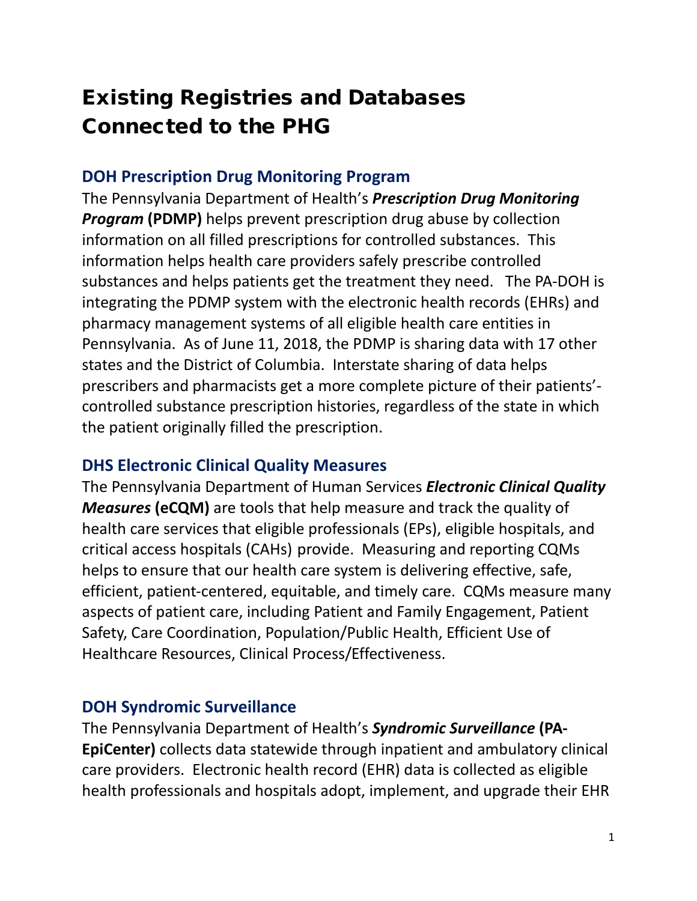# Existing Registries and Databases Connected to the PHG

## DOH Prescription Drug Monitoring Program

The Pennsylvania Department of Health's ***Prescription Drug Monitoring Program*** **(PDMP)** helps prevent prescription drug abuse by collection information on all filled prescriptions for controlled substances. This information helps health care providers safely prescribe controlled substances and helps patients get the treatment they need. The PA-DOH is integrating the PDMP system with the electronic health records (EHRs) and pharmacy management systems of all eligible health care entities in Pennsylvania. As of June 11, 2018, the PDMP is sharing data with 17 other states and the District of Columbia. Interstate sharing of data helps prescribers and pharmacists get a more complete picture of their patients'-controlled substance prescription histories, regardless of the state in which the patient originally filled the prescription.

## DHS Electronic Clinical Quality Measures

The Pennsylvania Department of Human Services ***Electronic Clinical Quality Measures*** **(eCQM)** are tools that help measure and track the quality of health care services that eligible professionals (EPs), eligible hospitals, and critical access hospitals (CAHs) provide. Measuring and reporting CQMs helps to ensure that our health care system is delivering effective, safe, efficient, patient-centered, equitable, and timely care. CQMs measure many aspects of patient care, including Patient and Family Engagement, Patient Safety, Care Coordination, Population/Public Health, Efficient Use of Healthcare Resources, Clinical Process/Effectiveness.

## DOH Syndromic Surveillance

The Pennsylvania Department of Health's ***Syndromic Surveillance*** **(PA-EpiCenter)** collects data statewide through inpatient and ambulatory clinical care providers. Electronic health record (EHR) data is collected as eligible health professionals and hospitals adopt, implement, and upgrade their EHR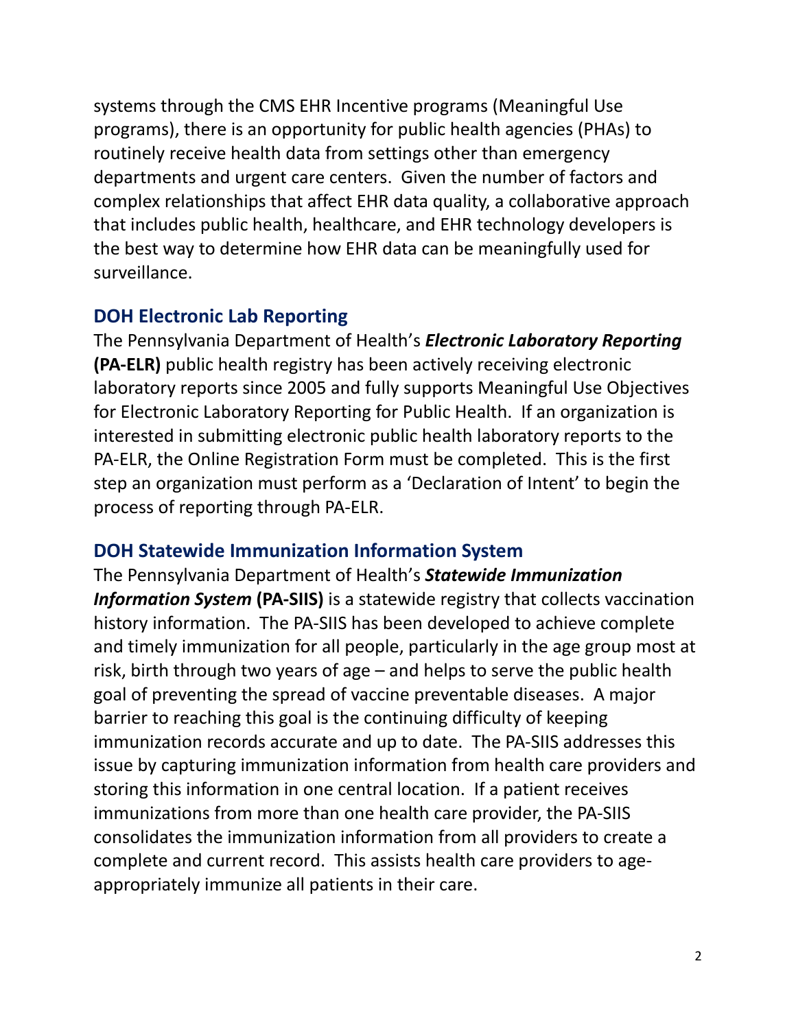systems through the CMS EHR Incentive programs (Meaningful Use programs), there is an opportunity for public health agencies (PHAs) to routinely receive health data from settings other than emergency departments and urgent care centers. Given the number of factors and complex relationships that affect EHR data quality, a collaborative approach that includes public health, healthcare, and EHR technology developers is the best way to determine how EHR data can be meaningfully used for surveillance.

## DOH Electronic Lab Reporting

The Pennsylvania Department of Health's ***Electronic Laboratory Reporting*** **(PA-ELR)** public health registry has been actively receiving electronic laboratory reports since 2005 and fully supports Meaningful Use Objectives for Electronic Laboratory Reporting for Public Health. If an organization is interested in submitting electronic public health laboratory reports to the PA-ELR, the Online Registration Form must be completed. This is the first step an organization must perform as a 'Declaration of Intent' to begin the process of reporting through PA-ELR.

## DOH Statewide Immunization Information System

The Pennsylvania Department of Health's ***Statewide Immunization Information System*** **(PA-SIIS)** is a statewide registry that collects vaccination history information. The PA-SIIS has been developed to achieve complete and timely immunization for all people, particularly in the age group most at risk, birth through two years of age – and helps to serve the public health goal of preventing the spread of vaccine preventable diseases. A major barrier to reaching this goal is the continuing difficulty of keeping immunization records accurate and up to date. The PA-SIIS addresses this issue by capturing immunization information from health care providers and storing this information in one central location. If a patient receives immunizations from more than one health care provider, the PA-SIIS consolidates the immunization information from all providers to create a complete and current record. This assists health care providers to age-appropriately immunize all patients in their care.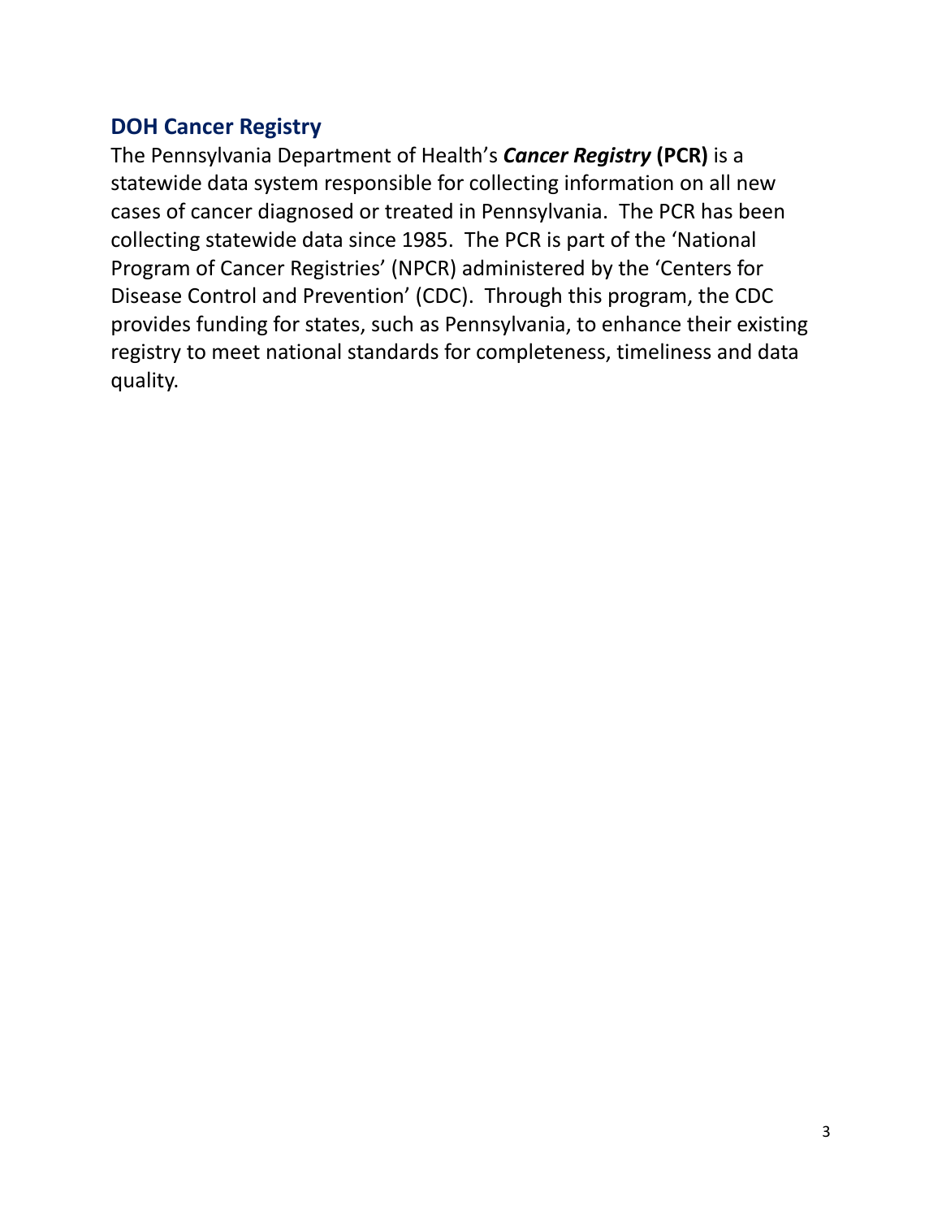## DOH Cancer Registry

The Pennsylvania Department of Health's ***Cancer Registry*** **(PCR)** is a statewide data system responsible for collecting information on all new cases of cancer diagnosed or treated in Pennsylvania. The PCR has been collecting statewide data since 1985. The PCR is part of the 'National Program of Cancer Registries' (NPCR) administered by the 'Centers for Disease Control and Prevention' (CDC). Through this program, the CDC provides funding for states, such as Pennsylvania, to enhance their existing registry to meet national standards for completeness, timeliness and data quality.